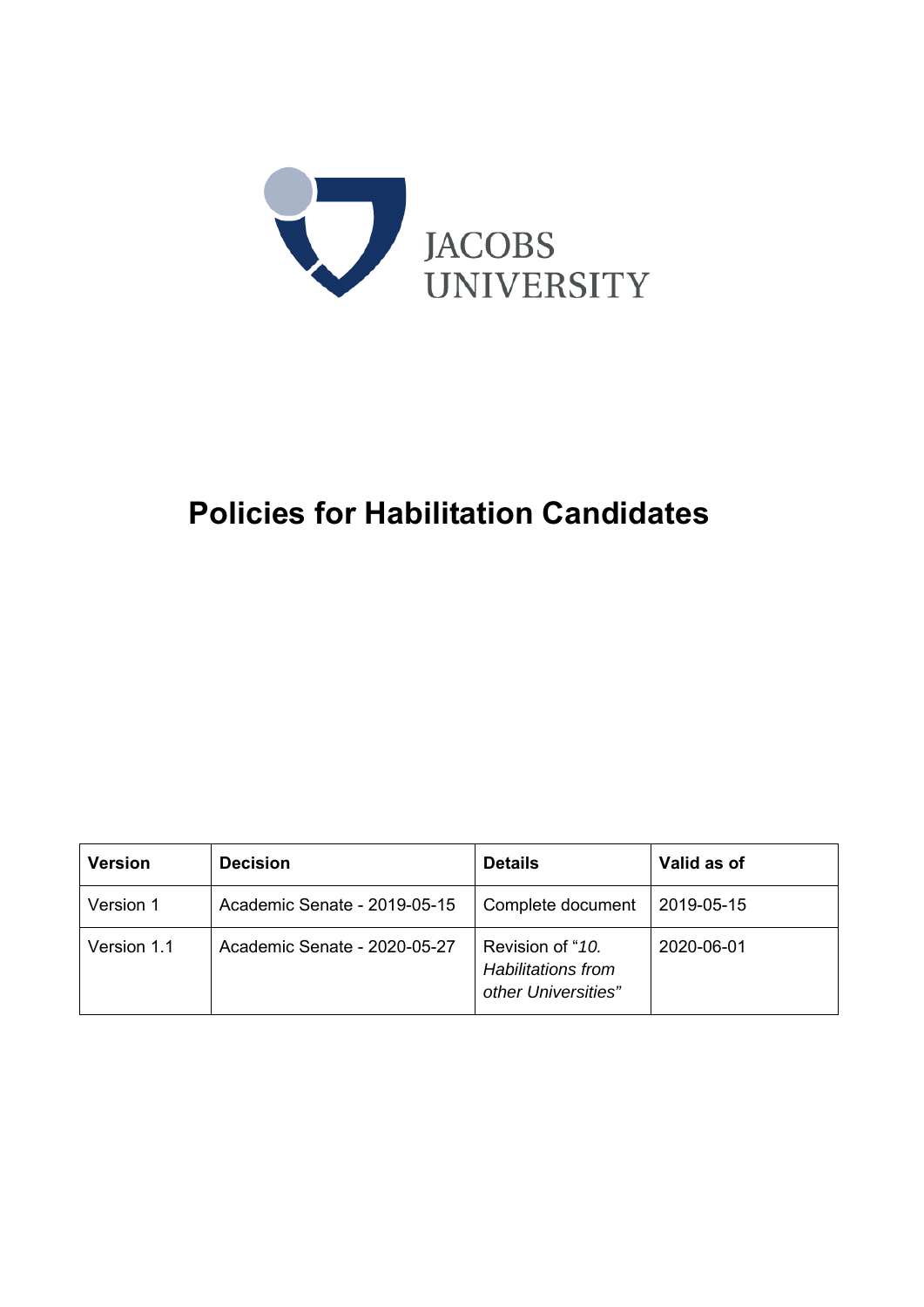JACOBS UNIVERSITY

# Policies for Habilitation Candidates

| Version | Decision | Details | Valid as of |
| --- | --- | --- | --- |
| Version 1 | Academic Senate - 2019-05-15 | Complete document | 2019-05-15 |
| Version 1.1 | Academic Senate - 2020-05-27 | Revision of "*10. Habilitations from other Universities*" | 2020-06-01 |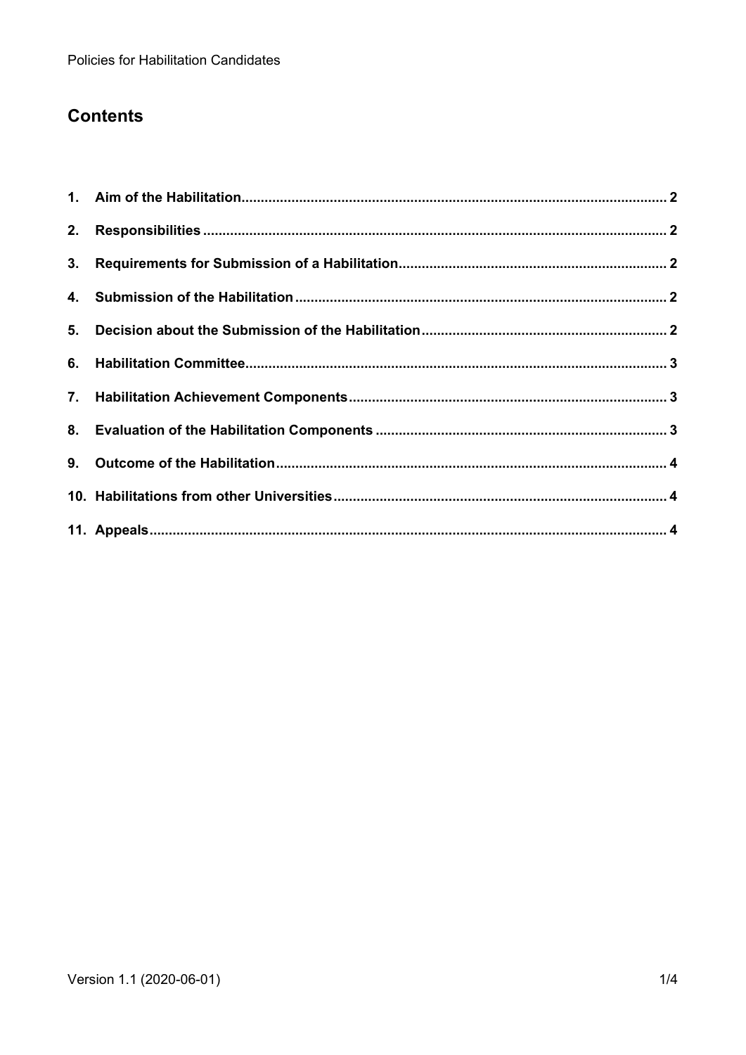## Contents

1. Aim of the Habilitation ........................................................................................................ 2
2. Responsibilities ..................................................................................................................... 2
3. Requirements for Submission of a Habilitation ..................................................................... 2
4. Submission of the Habilitation .............................................................................................. 2
5. Decision about the Submission of the Habilitation ............................................................... 2
6. Habilitation Committee .......................................................................................................... 3
7. Habilitation Achievement Components ................................................................................. 3
8. Evaluation of the Habilitation Components ........................................................................... 3
9. Outcome of the Habilitation ................................................................................................... 4
10. Habilitations from other Universities ..................................................................................... 4
11. Appeals ................................................................................................................................. 4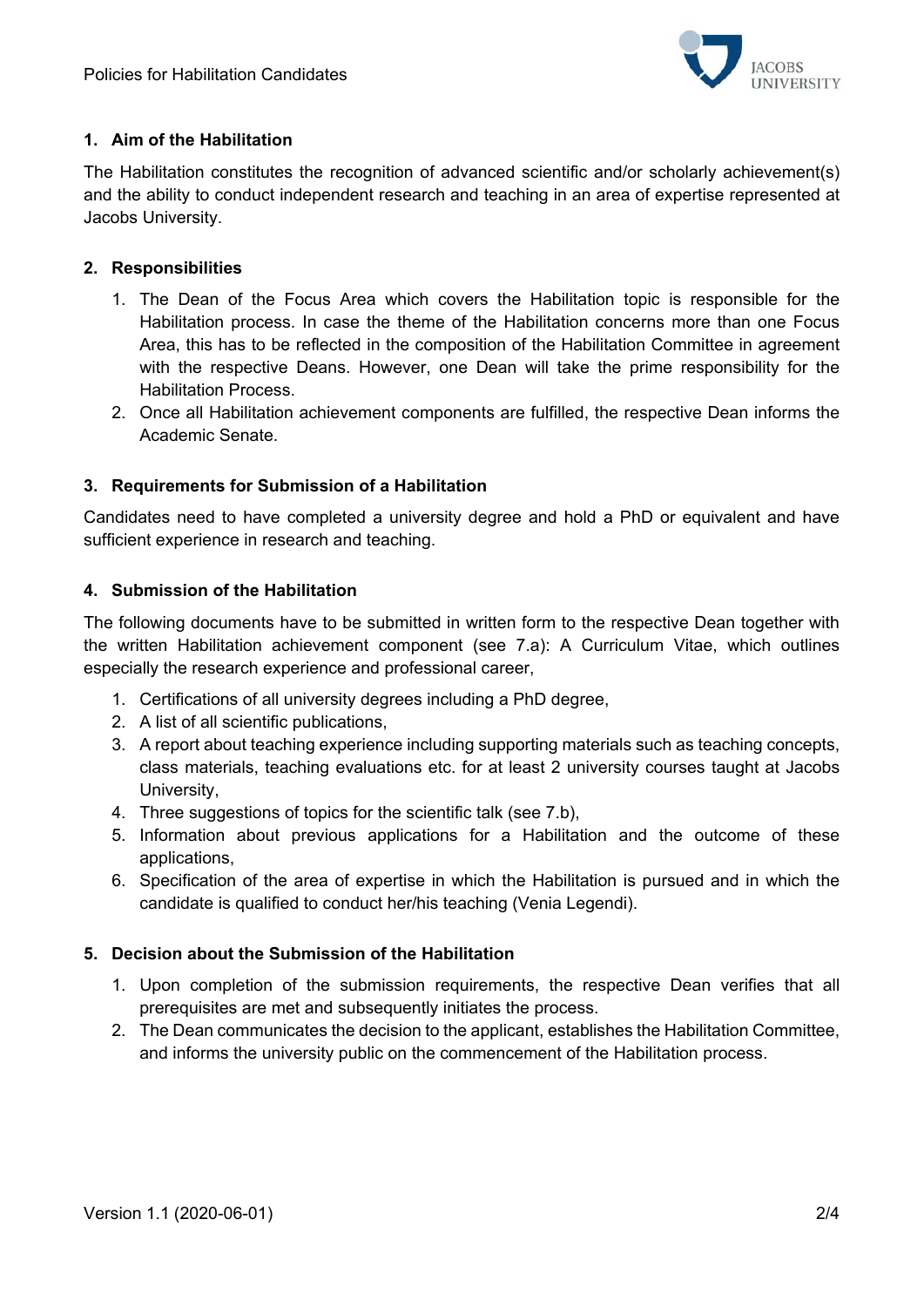## 1. Aim of the Habilitation

The Habilitation constitutes the recognition of advanced scientific and/or scholarly achievement(s) and the ability to conduct independent research and teaching in an area of expertise represented at Jacobs University.

## 2. Responsibilities

1. The Dean of the Focus Area which covers the Habilitation topic is responsible for the Habilitation process. In case the theme of the Habilitation concerns more than one Focus Area, this has to be reflected in the composition of the Habilitation Committee in agreement with the respective Deans. However, one Dean will take the prime responsibility for the Habilitation Process.
2. Once all Habilitation achievement components are fulfilled, the respective Dean informs the Academic Senate.

## 3. Requirements for Submission of a Habilitation

Candidates need to have completed a university degree and hold a PhD or equivalent and have sufficient experience in research and teaching.

## 4. Submission of the Habilitation

The following documents have to be submitted in written form to the respective Dean together with the written Habilitation achievement component (see 7.a): A Curriculum Vitae, which outlines especially the research experience and professional career,

1. Certifications of all university degrees including a PhD degree,
2. A list of all scientific publications,
3. A report about teaching experience including supporting materials such as teaching concepts, class materials, teaching evaluations etc. for at least 2 university courses taught at Jacobs University,
4. Three suggestions of topics for the scientific talk (see 7.b),
5. Information about previous applications for a Habilitation and the outcome of these applications,
6. Specification of the area of expertise in which the Habilitation is pursued and in which the candidate is qualified to conduct her/his teaching (Venia Legendi).

## 5. Decision about the Submission of the Habilitation

1. Upon completion of the submission requirements, the respective Dean verifies that all prerequisites are met and subsequently initiates the process.
2. The Dean communicates the decision to the applicant, establishes the Habilitation Committee, and informs the university public on the commencement of the Habilitation process.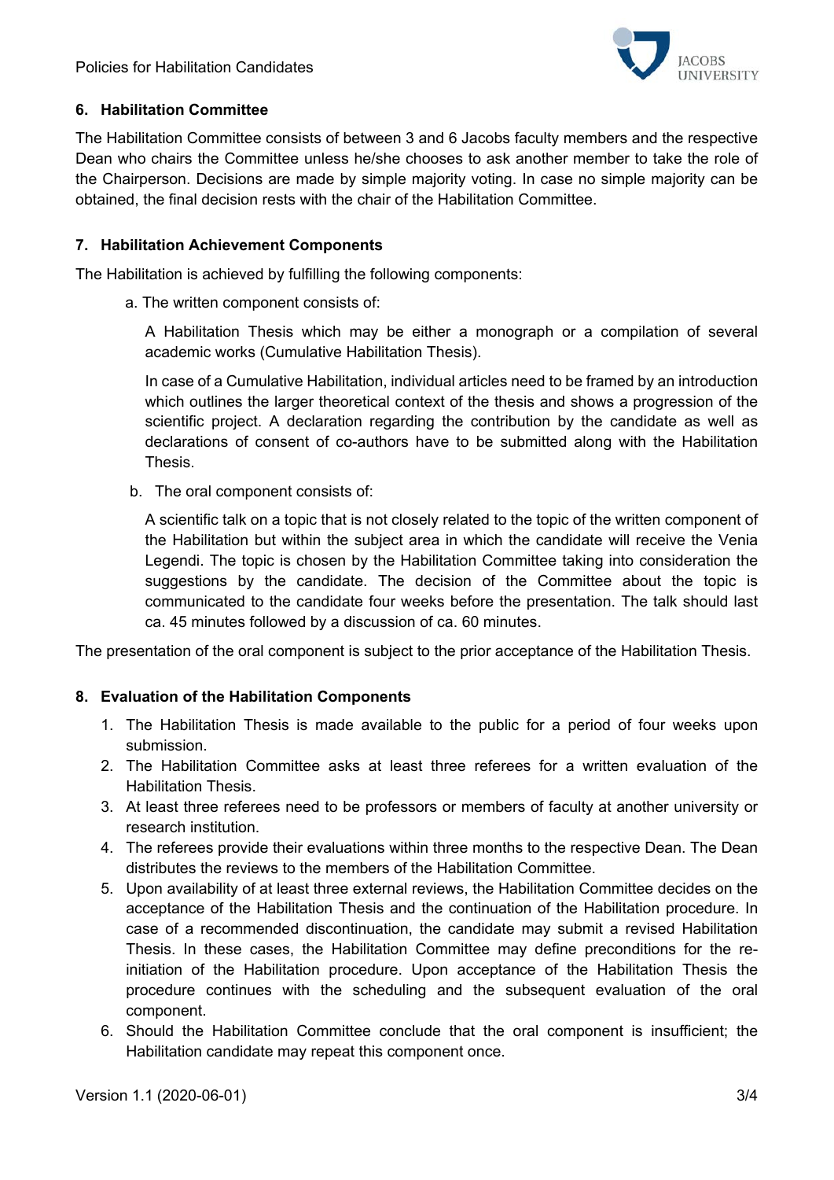## 6. Habilitation Committee

The Habilitation Committee consists of between 3 and 6 Jacobs faculty members and the respective Dean who chairs the Committee unless he/she chooses to ask another member to take the role of the Chairperson. Decisions are made by simple majority voting. In case no simple majority can be obtained, the final decision rests with the chair of the Habilitation Committee.

## 7. Habilitation Achievement Components

The Habilitation is achieved by fulfilling the following components:

a. The written component consists of:

A Habilitation Thesis which may be either a monograph or a compilation of several academic works (Cumulative Habilitation Thesis).

In case of a Cumulative Habilitation, individual articles need to be framed by an introduction which outlines the larger theoretical context of the thesis and shows a progression of the scientific project. A declaration regarding the contribution by the candidate as well as declarations of consent of co-authors have to be submitted along with the Habilitation Thesis.

b. The oral component consists of:

A scientific talk on a topic that is not closely related to the topic of the written component of the Habilitation but within the subject area in which the candidate will receive the Venia Legendi. The topic is chosen by the Habilitation Committee taking into consideration the suggestions by the candidate. The decision of the Committee about the topic is communicated to the candidate four weeks before the presentation. The talk should last ca. 45 minutes followed by a discussion of ca. 60 minutes.

The presentation of the oral component is subject to the prior acceptance of the Habilitation Thesis.

## 8. Evaluation of the Habilitation Components

1. The Habilitation Thesis is made available to the public for a period of four weeks upon submission.
2. The Habilitation Committee asks at least three referees for a written evaluation of the Habilitation Thesis.
3. At least three referees need to be professors or members of faculty at another university or research institution.
4. The referees provide their evaluations within three months to the respective Dean. The Dean distributes the reviews to the members of the Habilitation Committee.
5. Upon availability of at least three external reviews, the Habilitation Committee decides on the acceptance of the Habilitation Thesis and the continuation of the Habilitation procedure. In case of a recommended discontinuation, the candidate may submit a revised Habilitation Thesis. In these cases, the Habilitation Committee may define preconditions for the re-initiation of the Habilitation procedure. Upon acceptance of the Habilitation Thesis the procedure continues with the scheduling and the subsequent evaluation of the oral component.
6. Should the Habilitation Committee conclude that the oral component is insufficient; the Habilitation candidate may repeat this component once.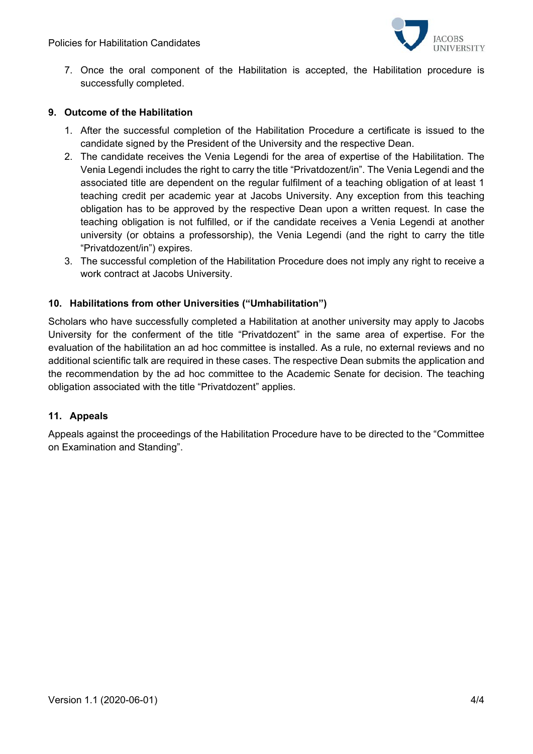7. Once the oral component of the Habilitation is accepted, the Habilitation procedure is successfully completed.

## 9. Outcome of the Habilitation

1. After the successful completion of the Habilitation Procedure a certificate is issued to the candidate signed by the President of the University and the respective Dean.
2. The candidate receives the Venia Legendi for the area of expertise of the Habilitation. The Venia Legendi includes the right to carry the title "Privatdozent/in". The Venia Legendi and the associated title are dependent on the regular fulfilment of a teaching obligation of at least 1 teaching credit per academic year at Jacobs University. Any exception from this teaching obligation has to be approved by the respective Dean upon a written request. In case the teaching obligation is not fulfilled, or if the candidate receives a Venia Legendi at another university (or obtains a professorship), the Venia Legendi (and the right to carry the title "Privatdozent/in") expires.
3. The successful completion of the Habilitation Procedure does not imply any right to receive a work contract at Jacobs University.

## 10. Habilitations from other Universities ("Umhabilitation")

Scholars who have successfully completed a Habilitation at another university may apply to Jacobs University for the conferment of the title "Privatdozent" in the same area of expertise. For the evaluation of the habilitation an ad hoc committee is installed. As a rule, no external reviews and no additional scientific talk are required in these cases. The respective Dean submits the application and the recommendation by the ad hoc committee to the Academic Senate for decision. The teaching obligation associated with the title "Privatdozent" applies.

## 11. Appeals

Appeals against the proceedings of the Habilitation Procedure have to be directed to the "Committee on Examination and Standing".